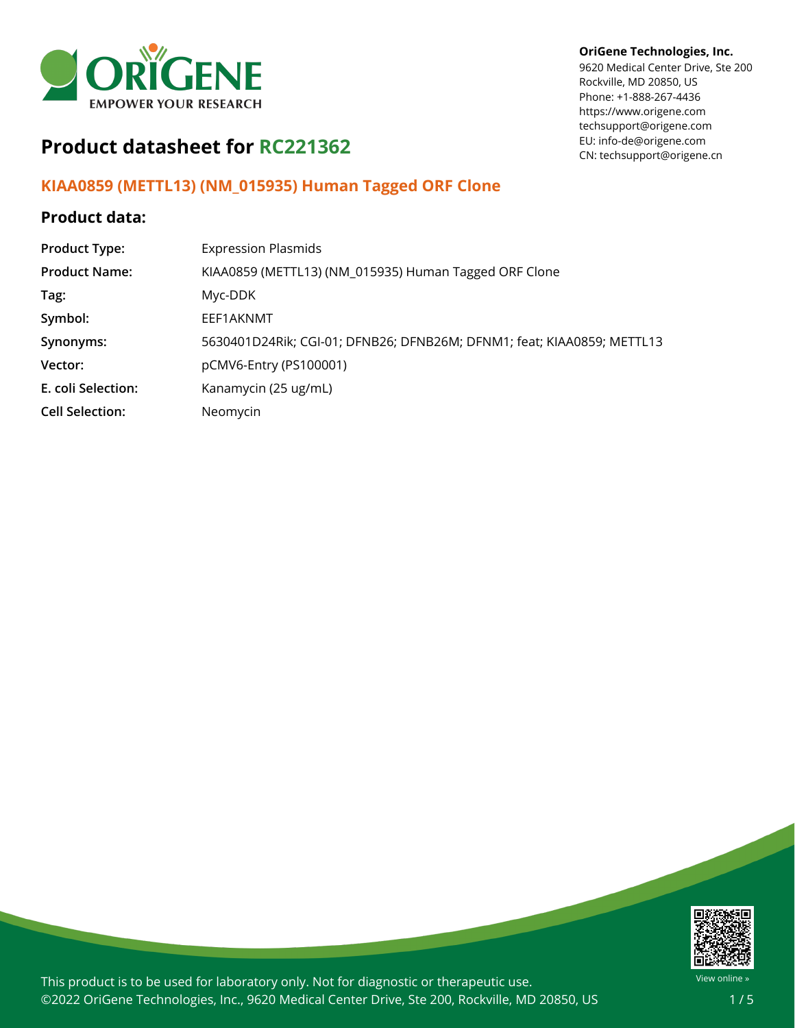**OriGene Technologies, Inc.**
9620 Medical Center Drive, Ste 200
Rockville, MD 20850, US
Phone: +1-888-267-4436
https://www.origene.com
techsupport@origene.com
EU: info-de@origene.com
CN: techsupport@origene.cn

# Product datasheet for RC221362

## KIAA0859 (METTL13) (NM_015935) Human Tagged ORF Clone

### Product data:

| | |
|---|---|
| **Product Type:** | Expression Plasmids |
| **Product Name:** | KIAA0859 (METTL13) (NM_015935) Human Tagged ORF Clone |
| **Tag:** | Myc-DDK |
| **Symbol:** | EEF1AKNMT |
| **Synonyms:** | 5630401D24Rik; CGI-01; DFNB26; DFNB26M; DFNM1; feat; KIAA0859; METTL13 |
| **Vector:** | pCMV6-Entry (PS100001) |
| **E. coli Selection:** | Kanamycin (25 ug/mL) |
| **Cell Selection:** | Neomycin |

This product is to be used for laboratory only. Not for diagnostic or therapeutic use.
©2022 OriGene Technologies, Inc., 9620 Medical Center Drive, Ste 200, Rockville, MD 20850, US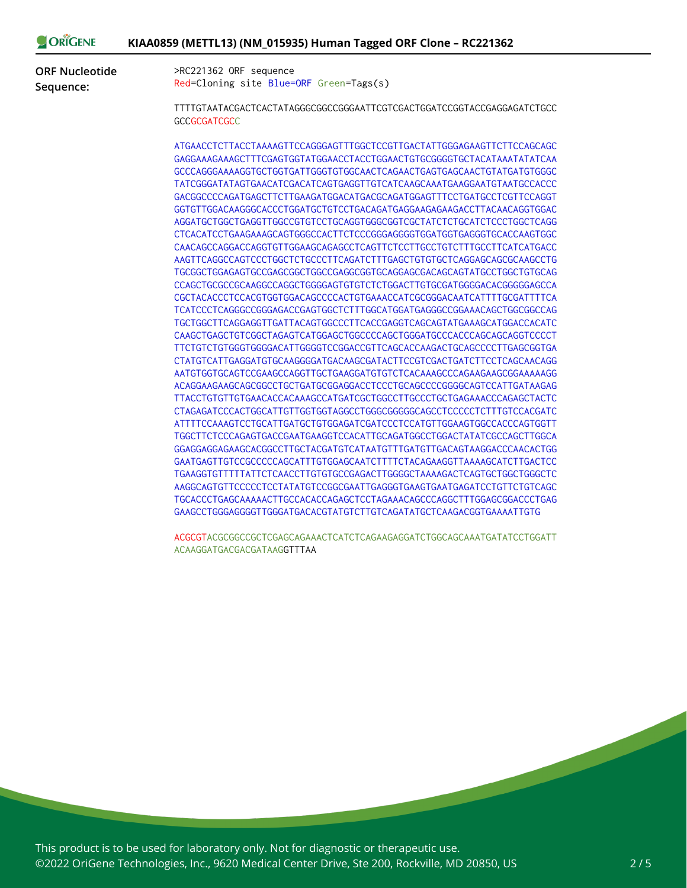**ORF Nucleotide Sequence:**

>RC221362 ORF sequence
Red=Cloning site Blue=ORF Green=Tags(s)

TTTTGTAATACGACTCACTATAGGGCGGCCGGGAATTCGTCGACTGGATCCGGTACCGAGGAGATCTGCC
GCCGCGATCGCC

ATGAACCTCTTACCTAAAAGTTCCAGGGAGTTTGGCTCCGTTGACTATTGGGAGAAGTTCTTCCAGCAGC
GAGGAAAGAAAGCTTTCGAGTGGTATGGAACCTACCTGGAACTGTGCGGGGTGCTACATAAATATATCAA
GCCCAGGGAAAAGGTGCTGGTGATTGGGTGTGGCAACTCAGAACTGAGTGAGCAACTGTATGATGTGGGC
TATCGGGATATAGTGAACATCGACATCAGTGAGGTTGTCATCAAGCAAATGAAGGAATGTAATGCCACCC
GACGGCCCCAGATGAGCTTCTTGAAGATGGACATGACGCAGATGGAGTTTCCTGATGCCTCGTTCCAGGT
GGTGTTGGACAAGGGCACCCTGGATGCTGTCCTGACAGATGAGGAAGAGAAGACCTTACAACAGGTGGAC
AGGATGCTGGCTGAGGTTGGCCGTGTCCTGCAGGTGGGCGGTCGCTATCTCTGCATCTCCCTGGCTCAGG
CTCACATCCTGAAGAAAGCAGTGGGCCACTTCTCCCGGGAGGGGTGGATGGTGAGGGTGCACCAAGTGGC
CAACAGCCAGGACCAGGTGTTGGAAGCAGAGCCTCAGTTCTCCTTGCCTGTCTTTGCCTTCATCATGACC
AAGTTCAGGCCAGTCCCTGGCTCTGCCCTTCAGATCTTTGAGCTGTGTGCTCAGGAGCAGCGCAAGCCTG
TGCGGCTGGAGAGTGCCGAGCGGCTGGCCGAGGCGGTGCAGGAGCGACAGCAGTATGCCTGGCTGTGCAG
CCAGCTGCGCCGCAAGGCCAGGCTGGGGAGTGTGTCTCTGGACTTGTGCGATGGGGACACGGGGGAGCCA
CGCTACACCCTCCACGTGGTGGACAGCCCCACTGTGAAACCATCGCGGGACAATCATTTTGCGATTTTCA
TCATCCCTCAGGGCCGGGAGACCGAGTGGCTCTTTGGCATGGATGAGGGCCGGAAACAGCTGGCGGCCAG
TGCTGGCTTCAGGAGGTTGATTACAGTGGCCCTTCACCGAGGTCAGCAGTATGAAAGCATGGACCACATC
CAAGCTGAGCTGTCGGCTAGAGTCATGGAGCTGGCCCCAGCTGGGATGCCCACCCAGCAGCAGGTCCCCT
TTCTGTCTGTGGGTGGGGACATTGGGGTCCGGACCGTTCAGCACCAAGACTGCAGCCCCTTGAGCGGTGA
CTATGTCATTGAGGATGTGCAAGGGGATGACAAGCGATACTTCCGTCGACTGATCTTCCTCAGCAACAGG
AATGTGGTGCAGTCCGAAGCCAGGTTGCTGAAGGATGTGTCTCACAAAGCCCAGAAGAAGCGGAAAAAGG
ACAGGAAGAAGCAGCGGCCTGCTGATGCGGAGGACCTCCCTGCAGCCCCGGGGCAGTCCATTGATAAGAG
TTACCTGTGTTGTGAACACCACAAAGCCATGATCGCTGGCCTTGCCCTGCTGAGAAACCCAGAGCTACTC
CTAGAGATCCCACTGGCATTGTTGGTGGTAGGCCTGGGCGGGGGCAGCCTCCCCCTCTTTGTCCACGATC
ATTTTCCAAAGTCCTGCATTGATGCTGTGGAGATCGATCCCTCCATGTTGGAAGTGGCCACCCAGTGGTT
TGGCTTCTCCCAGAGTGACCGAATGAAGGTCCACATTGCAGATGGCCTGGACTATATCGCCAGCTTGGCA
GGAGGAGGAGAAGCACGGCCTTGCTACGATGTCATAATGTTTGATGTTGACAGTAAGGACCCAACACTGG
GAATGAGTTGTCCGCCCCCAGCATTTGTGGAGCAATCTTTTCTACAGAAGGTTAAAAGCATCTTGACTCC
TGAAGGTGTTTTTATTCTCAACCTTGTGTGCCGAGACTTGGGGCTAAAAGACTCAGTGCTGGCTGGGCTC
AAGGCAGTGTTCCCCCTCCTCTATATGTCCGGCGAATTGAGGGTGAAGTGAATGAGATCCTGTTCTGTCAGC
TGCACCCTGAGCAAAAACTTGCCACACCAGAGCTCCTAGAAACAGCCCAGGCTTTGGAGCGGACCCTGAG
GAAGCCTGGGAGGGGTTGGGATGACACGTATGTCTTGTCAGATATGCTCAAGACGGTGAAAATTGTG

ACGCGTACGCGGCCGCTCGAGCAGAAACTCATCTCAGAAGAGGATCTGGCAGCAAATGATATCCTGGATT
ACAAGGATGACGACGATAAGGTTTAA

This product is to be used for laboratory only. Not for diagnostic or therapeutic use.
©2022 OriGene Technologies, Inc., 9620 Medical Center Drive, Ste 200, Rockville, MD 20850, US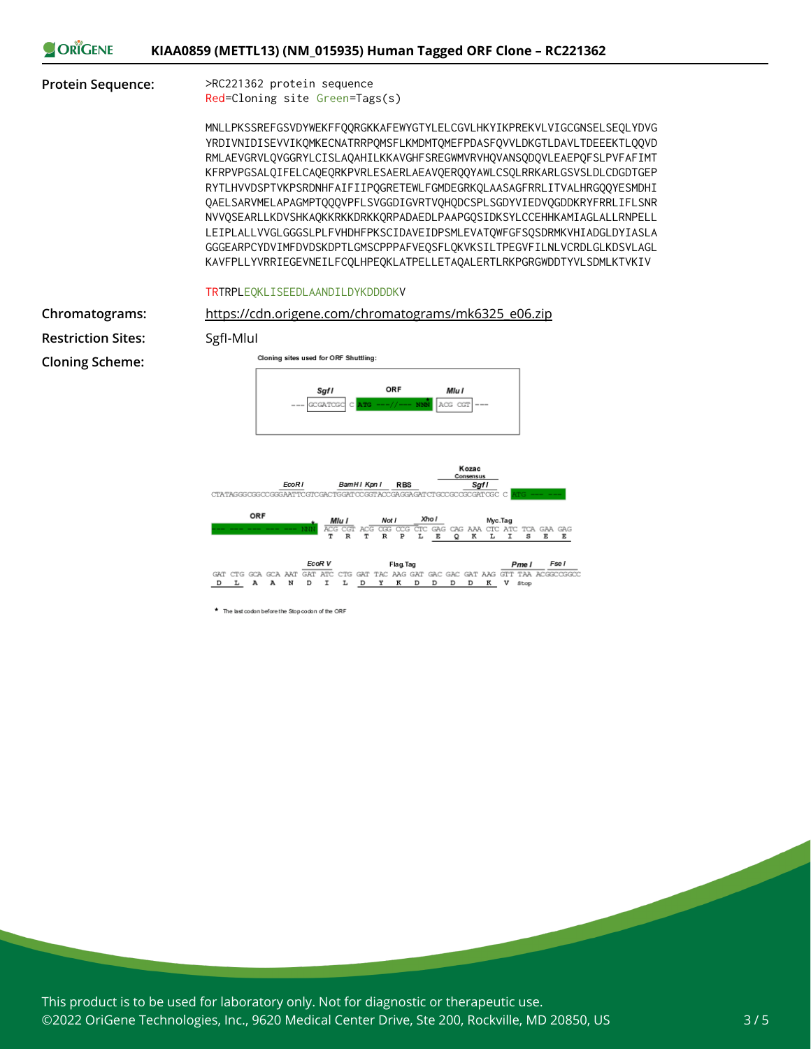**Protein Sequence:**

```
>RC221362 protein sequence
Red=Cloning site Green=Tags(s)

MNLLPKSSREFGSVDYWEKFFQQRGKKAFEWYGTYLELCGVLHKYIKPREKVLVIGCGNSELSEQLYDVG
YRDIVNIDISEVVIKQMKECNATRRPQMSFLKMDMTQMEFPDASFQVVLDKGTLDAVLTDEEEKTLQQVD
RMLAEVGRVLQVGGRYLCISLAQAHILKKAVGHFSREGWMVRVHQVANSQDQVLEAEPQFSLPVFAFIMT
KFRPVPGSALQIFELCAQEQRKPVRLESAERLAEAVQERQQYAWLCSQLRRKARLGSVSLDLCDGDTGEP
RYTLHVVDSPTVKPSRDNHFAIFIIPQGRETEWLFGMDEGRKQLAASAGFRRLITVALHRGQQYESMDHI
QAELSARVMELAPAGMPTQQQVPFLSVGGDIGVRTVQHQDCSPLSGDYVIEDVQGDDKRYFRRLIFLSNR
NVVQSEARLLKDVSHKAQKKRKKDRKKQRPADAEDLPAAPGQSIDKSYLCCEHHKAMIAGLALLRNPELL
LEIPLALLVVGLGGGSLPLFVHDHFPKSCIDAVEIDPSMLEVATQWFGFSQSDRMKVHIADGLDYIASLA
GGGEARPCYDVIMFDVDSKDPTLGMSCPPPAFVEQSFLQKVKSILTPEGVFILNLVCRDLGLKDSVLAGL
KAVFPLLYVRRIEGEVNEILFCQLHPEQKLATPELLETAQALERTLRKPGRGWDDTYVLSDMLKTVKIV

TRTRPLEQKLISEEDLAANDILDYKDDDDKV
```

**Chromatograms:** https://cdn.origene.com/chromatograms/mk6325_e06.zip

**Restriction Sites:** SgfI-MluI

**Cloning Scheme:**

Cloning sites used for ORF Shuttling:

```
--- GCGATCGC C ATG ---//--- NNN ACG CGT ---
    SgfI       ORF             MluI
```

```
        EcoRI           BamHI KpnI  RBS          Kozac Consensus  SgfI
CTATAGGGCGGCCGGGAATTCGTCGACTGGATCCGGTACCGAGGAGATCTGCCGCCGCGATCGC C ATG --- ---

ORF                      MluI     NotI      XhoI                Myc.Tag
--- --- --- --- --- NNN  ACG CGT ACG CGG CCG CTC GAG CAG AAA CTC ATC TCA GAA GAG
                          T   R   T   R   P   L   E   Q   K   L   I   S   E   E

                         EcoRV              Flag.Tag                       PmeI      FseI
GAT CTG GCA GCA AAT GAT ATC CTG GAT TAC AAG GAT GAC GAC GAT AAG GTT TAA ACGGCCGGCC
 D   L   A   A   N   D   I   L   D   Y   K   D   D   D   D   K   V  Stop
```

\* The last codon before the Stop codon of the ORF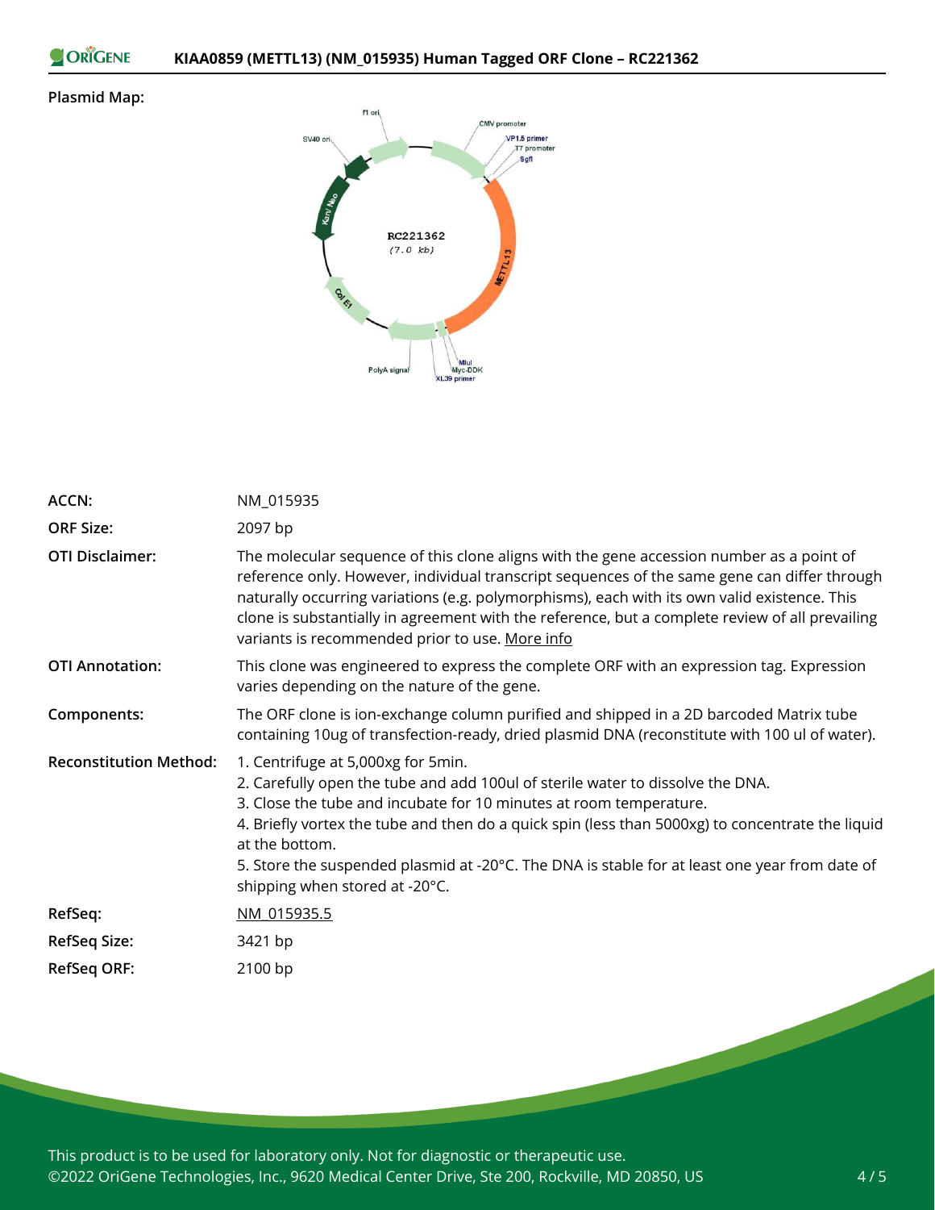**Plasmid Map:**

| | |
|---|---|
| ACCN: | NM_015935 |
| ORF Size: | 2097 bp |
| OTI Disclaimer: | The molecular sequence of this clone aligns with the gene accession number as a point of reference only. However, individual transcript sequences of the same gene can differ through naturally occurring variations (e.g. polymorphisms), each with its own valid existence. This clone is substantially in agreement with the reference, but a complete review of all prevailing variants is recommended prior to use. More info |
| OTI Annotation: | This clone was engineered to express the complete ORF with an expression tag. Expression varies depending on the nature of the gene. |
| Components: | The ORF clone is ion-exchange column purified and shipped in a 2D barcoded Matrix tube containing 10ug of transfection-ready, dried plasmid DNA (reconstitute with 100 ul of water). |
| Reconstitution Method: | 1. Centrifuge at 5,000xg for 5min.<br>2. Carefully open the tube and add 100ul of sterile water to dissolve the DNA.<br>3. Close the tube and incubate for 10 minutes at room temperature.<br>4. Briefly vortex the tube and then do a quick spin (less than 5000xg) to concentrate the liquid at the bottom.<br>5. Store the suspended plasmid at -20°C. The DNA is stable for at least one year from date of shipping when stored at -20°C. |
| RefSeq: | NM_015935.5 |
| RefSeq Size: | 3421 bp |
| RefSeq ORF: | 2100 bp |

This product is to be used for laboratory only. Not for diagnostic or therapeutic use.
©2022 OriGene Technologies, Inc., 9620 Medical Center Drive, Ste 200, Rockville, MD 20850, US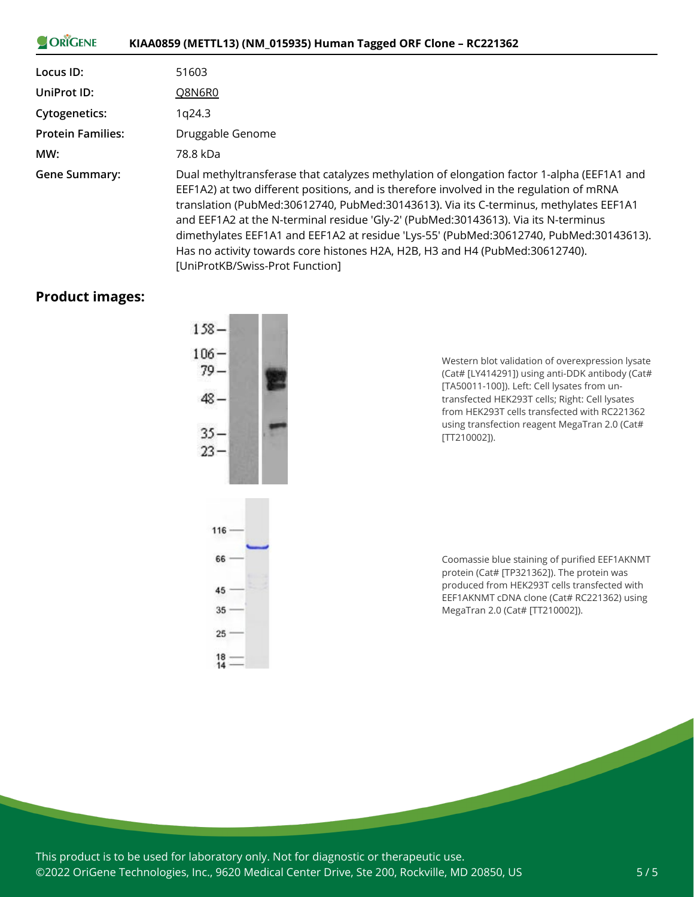| | |
|---|---|
| **Locus ID:** | 51603 |
| **UniProt ID:** | Q8N6R0 |
| **Cytogenetics:** | 1q24.3 |
| **Protein Families:** | Druggable Genome |
| **MW:** | 78.8 kDa |
| **Gene Summary:** | Dual methyltransferase that catalyzes methylation of elongation factor 1-alpha (EEF1A1 and EEF1A2) at two different positions, and is therefore involved in the regulation of mRNA translation (PubMed:30612740, PubMed:30143613). Via its C-terminus, methylates EEF1A1 and EEF1A2 at the N-terminal residue 'Gly-2' (PubMed:30143613). Via its N-terminus dimethylates EEF1A1 and EEF1A2 at residue 'Lys-55' (PubMed:30612740, PubMed:30143613). Has no activity towards core histones H2A, H2B, H3 and H4 (PubMed:30612740). [UniProtKB/Swiss-Prot Function] |

## Product images:

158
106
79
48
35
23

Western blot validation of overexpression lysate (Cat# [LY414291]) using anti-DDK antibody (Cat# [TA50011-100]). Left: Cell lysates from un-transfected HEK293T cells; Right: Cell lysates from HEK293T cells transfected with RC221362 using transfection reagent MegaTran 2.0 (Cat# [TT210002]).

116
66
45
35
25
18
14

Coomassie blue staining of purified EEF1AKNMT protein (Cat# [TP321362]). The protein was produced from HEK293T cells transfected with EEF1AKNMT cDNA clone (Cat# RC221362) using MegaTran 2.0 (Cat# [TT210002]).

This product is to be used for laboratory only. Not for diagnostic or therapeutic use.
©2022 OriGene Technologies, Inc., 9620 Medical Center Drive, Ste 200, Rockville, MD 20850, US